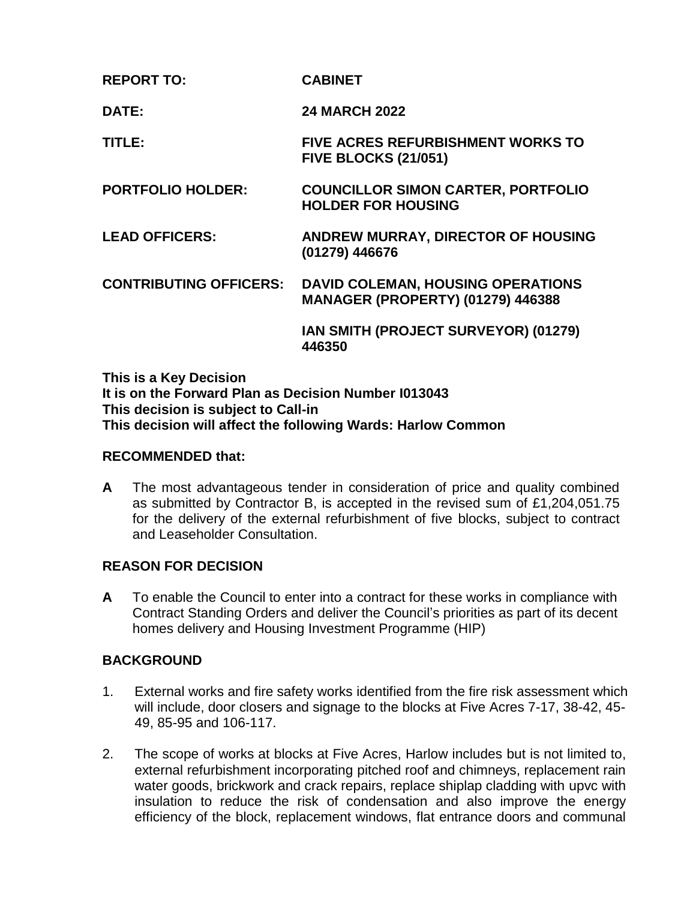| | |
|---|---|
| **REPORT TO:** | **CABINET** |
| **DATE:** | **24 MARCH 2022** |
| **TITLE:** | **FIVE ACRES REFURBISHMENT WORKS TO FIVE BLOCKS (21/051)** |
| **PORTFOLIO HOLDER:** | **COUNCILLOR SIMON CARTER, PORTFOLIO HOLDER FOR HOUSING** |
| **LEAD OFFICERS:** | **ANDREW MURRAY, DIRECTOR OF HOUSING (01279) 446676** |
| **CONTRIBUTING OFFICERS:** | **DAVID COLEMAN, HOUSING OPERATIONS MANAGER (PROPERTY) (01279) 446388** |
| | **IAN SMITH (PROJECT SURVEYOR) (01279) 446350** |

**This is a Key Decision**
**It is on the Forward Plan as Decision Number I013043**
**This decision is subject to Call-in**
**This decision will affect the following Wards: Harlow Common**

## RECOMMENDED that:

**A** The most advantageous tender in consideration of price and quality combined as submitted by Contractor B, is accepted in the revised sum of £1,204,051.75 for the delivery of the external refurbishment of five blocks, subject to contract and Leaseholder Consultation.

## REASON FOR DECISION

**A** To enable the Council to enter into a contract for these works in compliance with Contract Standing Orders and deliver the Council's priorities as part of its decent homes delivery and Housing Investment Programme (HIP)

## BACKGROUND

1. External works and fire safety works identified from the fire risk assessment which will include, door closers and signage to the blocks at Five Acres 7-17, 38-42, 45-49, 85-95 and 106-117.

2. The scope of works at blocks at Five Acres, Harlow includes but is not limited to, external refurbishment incorporating pitched roof and chimneys, replacement rain water goods, brickwork and crack repairs, replace shiplap cladding with upvc with insulation to reduce the risk of condensation and also improve the energy efficiency of the block, replacement windows, flat entrance doors and communal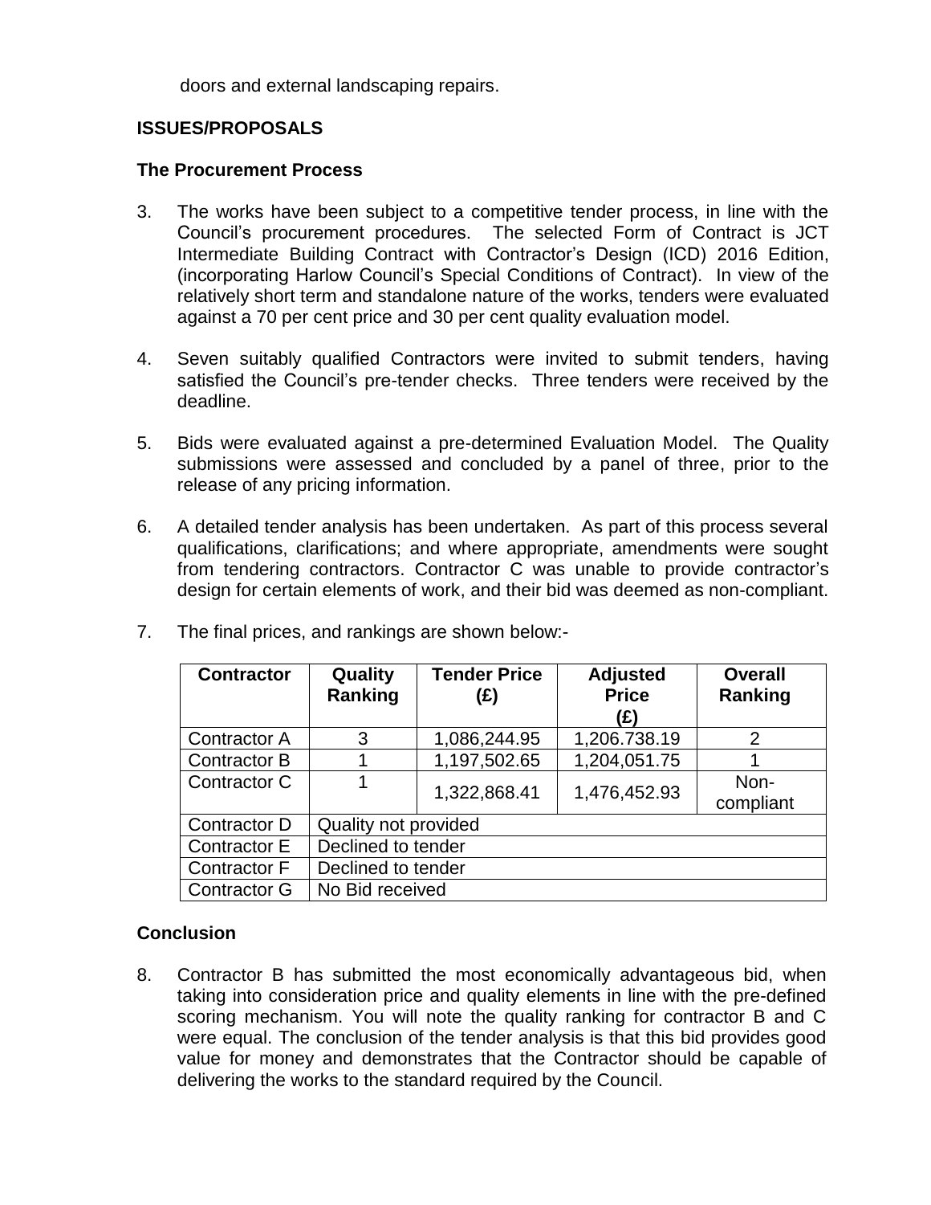doors and external landscaping repairs.

**ISSUES/PROPOSALS**

**The Procurement Process**

3. The works have been subject to a competitive tender process, in line with the Council's procurement procedures. The selected Form of Contract is JCT Intermediate Building Contract with Contractor's Design (ICD) 2016 Edition, (incorporating Harlow Council's Special Conditions of Contract). In view of the relatively short term and standalone nature of the works, tenders were evaluated against a 70 per cent price and 30 per cent quality evaluation model.

4. Seven suitably qualified Contractors were invited to submit tenders, having satisfied the Council's pre-tender checks. Three tenders were received by the deadline.

5. Bids were evaluated against a pre-determined Evaluation Model. The Quality submissions were assessed and concluded by a panel of three, prior to the release of any pricing information.

6. A detailed tender analysis has been undertaken. As part of this process several qualifications, clarifications; and where appropriate, amendments were sought from tendering contractors. Contractor C was unable to provide contractor's design for certain elements of work, and their bid was deemed as non-compliant.

7. The final prices, and rankings are shown below:-

| Contractor | Quality Ranking | Tender Price (£) | Adjusted Price (£) | Overall Ranking |
|---|---|---|---|---|
| Contractor A | 3 | 1,086,244.95 | 1,206.738.19 | 2 |
| Contractor B | 1 | 1,197,502.65 | 1,204,051.75 | 1 |
| Contractor C | 1 | 1,322,868.41 | 1,476,452.93 | Non-compliant |
| Contractor D | Quality not provided | | | |
| Contractor E | Declined to tender | | | |
| Contractor F | Declined to tender | | | |
| Contractor G | No Bid received | | | |

**Conclusion**

8. Contractor B has submitted the most economically advantageous bid, when taking into consideration price and quality elements in line with the pre-defined scoring mechanism. You will note the quality ranking for contractor B and C were equal. The conclusion of the tender analysis is that this bid provides good value for money and demonstrates that the Contractor should be capable of delivering the works to the standard required by the Council.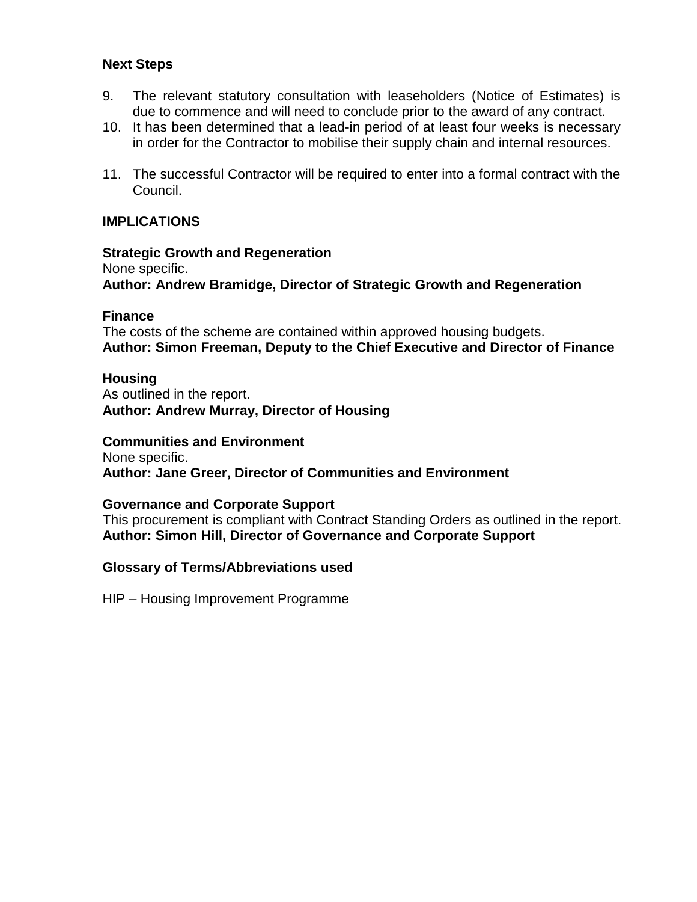**Next Steps**

9. The relevant statutory consultation with leaseholders (Notice of Estimates) is due to commence and will need to conclude prior to the award of any contract.
10. It has been determined that a lead-in period of at least four weeks is necessary in order for the Contractor to mobilise their supply chain and internal resources.
11. The successful Contractor will be required to enter into a formal contract with the Council.

**IMPLICATIONS**

**Strategic Growth and Regeneration**
None specific.
**Author: Andrew Bramidge, Director of Strategic Growth and Regeneration**

**Finance**
The costs of the scheme are contained within approved housing budgets.
**Author: Simon Freeman, Deputy to the Chief Executive and Director of Finance**

**Housing**
As outlined in the report.
**Author: Andrew Murray, Director of Housing**

**Communities and Environment**
None specific.
**Author: Jane Greer, Director of Communities and Environment**

**Governance and Corporate Support**
This procurement is compliant with Contract Standing Orders as outlined in the report.
**Author: Simon Hill, Director of Governance and Corporate Support**

**Glossary of Terms/Abbreviations used**

HIP – Housing Improvement Programme